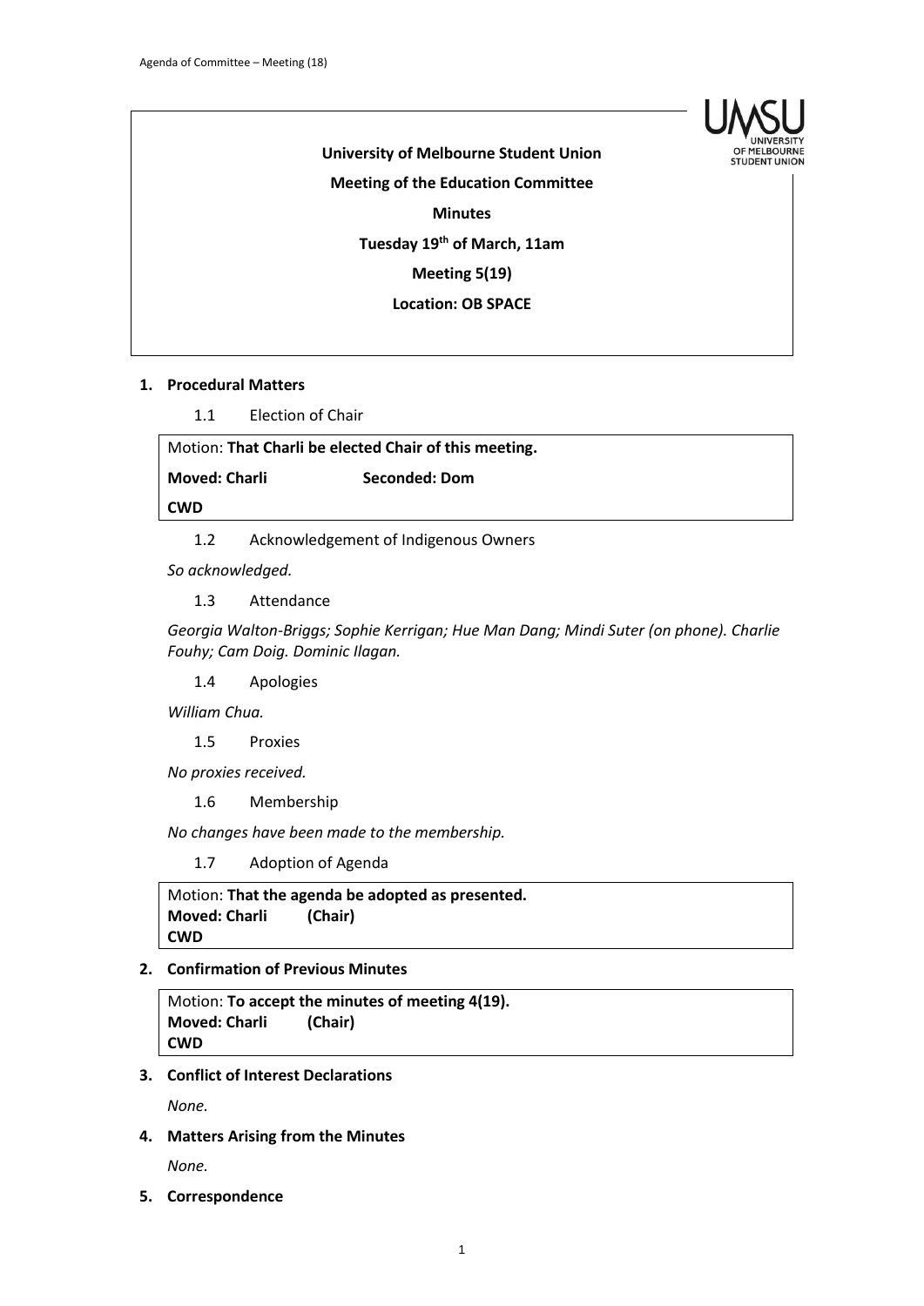**University of Melbourne Student Union**

**Meeting of the Education Committee**

**Minutes**

**Tuesday 19th of March, 11am**

**Meeting 5(19)**

**Location: OB SPACE**

1. **Procedural Matters**

   1.1 Election of Chair

| Motion: **That Charli be elected Chair of this meeting.** |
|---|
| **Moved: Charli** &nbsp;&nbsp;&nbsp;&nbsp; **Seconded: Dom** |
| **CWD** |

   1.2 Acknowledgement of Indigenous Owners

*So acknowledged.*

   1.3 Attendance

*Georgia Walton-Briggs; Sophie Kerrigan; Hue Man Dang; Mindi Suter (on phone). Charlie Fouhy; Cam Doig. Dominic Ilagan.*

   1.4 Apologies

*William Chua.*

   1.5 Proxies

*No proxies received.*

   1.6 Membership

*No changes have been made to the membership.*

   1.7 Adoption of Agenda

| Motion: **That the agenda be adopted as presented.** |
|---|
| **Moved: Charli** &nbsp;&nbsp;&nbsp;&nbsp; **(Chair)** |
| **CWD** |

2. **Confirmation of Previous Minutes**

| Motion: **To accept the minutes of meeting 4(19).** |
|---|
| **Moved: Charli** &nbsp;&nbsp;&nbsp;&nbsp; **(Chair)** |
| **CWD** |

3. **Conflict of Interest Declarations**

   *None.*

4. **Matters Arising from the Minutes**

   *None.*

5. **Correspondence**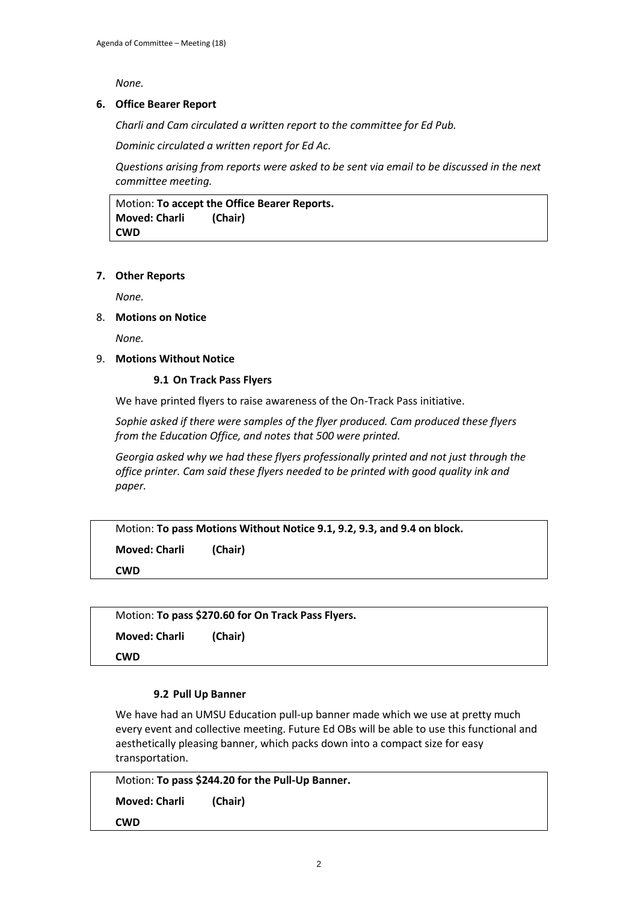*None.*

**6. Office Bearer Report**

*Charli and Cam circulated a written report to the committee for Ed Pub.*

*Dominic circulated a written report for Ed Ac.*

*Questions arising from reports were asked to be sent via email to be discussed in the next committee meeting.*

> Motion: **To accept the Office Bearer Reports.**
> **Moved: Charli (Chair)**
> **CWD**

**7. Other Reports**

*None.*

8. **Motions on Notice**

*None.*

9. **Motions Without Notice**

**9.1 On Track Pass Flyers**

We have printed flyers to raise awareness of the On-Track Pass initiative.

*Sophie asked if there were samples of the flyer produced. Cam produced these flyers from the Education Office, and notes that 500 were printed.*

*Georgia asked why we had these flyers professionally printed and not just through the office printer. Cam said these flyers needed to be printed with good quality ink and paper.*

> Motion: **To pass Motions Without Notice 9.1, 9.2, 9.3, and 9.4 on block.**
> **Moved: Charli (Chair)**
> **CWD**

> Motion: **To pass $270.60 for On Track Pass Flyers.**
> **Moved: Charli (Chair)**
> **CWD**

**9.2 Pull Up Banner**

We have had an UMSU Education pull-up banner made which we use at pretty much every event and collective meeting. Future Ed OBs will be able to use this functional and aesthetically pleasing banner, which packs down into a compact size for easy transportation.

> Motion: **To pass $244.20 for the Pull-Up Banner.**
> **Moved: Charli (Chair)**
> **CWD**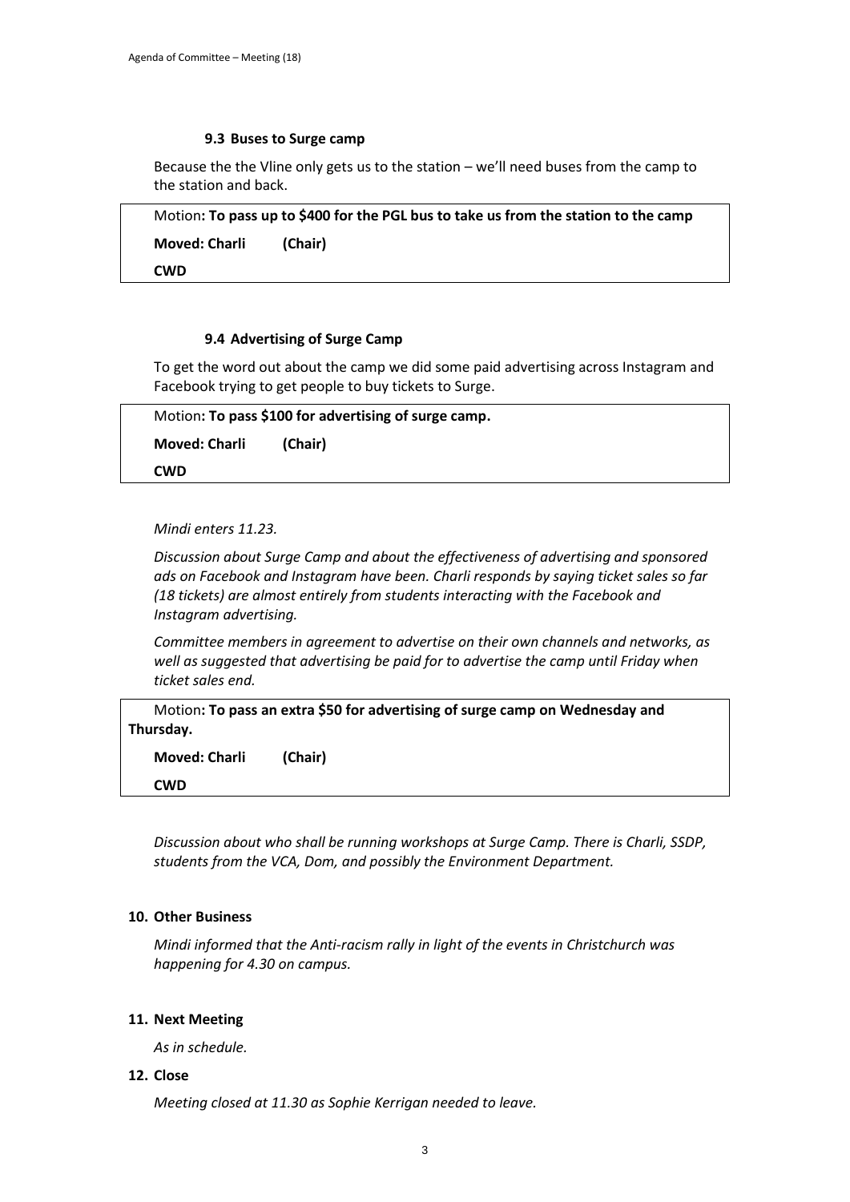### 9.3 Buses to Surge camp

Because the the Vline only gets us to the station – we'll need buses from the camp to the station and back.

Motion**: To pass up to $400 for the PGL bus to take us from the station to the camp**

**Moved: Charli (Chair)**

**CWD**

### 9.4 Advertising of Surge Camp

To get the word out about the camp we did some paid advertising across Instagram and Facebook trying to get people to buy tickets to Surge.

Motion**: To pass $100 for advertising of surge camp.**

**Moved: Charli (Chair)**

**CWD**

*Mindi enters 11.23.*

*Discussion about Surge Camp and about the effectiveness of advertising and sponsored ads on Facebook and Instagram have been. Charli responds by saying ticket sales so far (18 tickets) are almost entirely from students interacting with the Facebook and Instagram advertising.*

*Committee members in agreement to advertise on their own channels and networks, as well as suggested that advertising be paid for to advertise the camp until Friday when ticket sales end.*

Motion**: To pass an extra $50 for advertising of surge camp on Wednesday and Thursday.**

**Moved: Charli (Chair)**

**CWD**

*Discussion about who shall be running workshops at Surge Camp. There is Charli, SSDP, students from the VCA, Dom, and possibly the Environment Department.*

## 10. Other Business

*Mindi informed that the Anti-racism rally in light of the events in Christchurch was happening for 4.30 on campus.*

## 11. Next Meeting

*As in schedule.*

## 12. Close

*Meeting closed at 11.30 as Sophie Kerrigan needed to leave.*